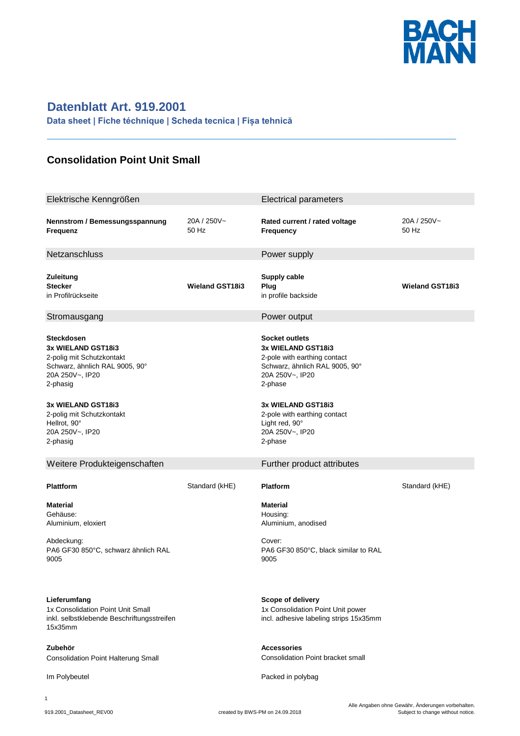# Datenblatt Art. 919.2001

**Data sheet | Fiche téchnique | Scheda tecnica | Fișa tehnică**

---

## Consolidation Point Unit Small

| Elektrische Kenngrößen | | Electrical parameters | |
|---|---|---|---|
| **Nennstrom / Bemessungsspannung**<br>**Frequenz** | 20A / 250V~<br>50 Hz | **Rated current / rated voltage**<br>**Frequency** | 20A / 250V~<br>50 Hz |

| Netzanschluss | | Power supply | |
|---|---|---|---|
| **Zuleitung**<br>**Stecker**<br>in Profilrückseite | **Wieland GST18i3** | **Supply cable**<br>**Plug**<br>in profile backside | **Wieland GST18i3** |

| Stromausgang | Power output |
|---|---|
| **Steckdosen**<br>**3x WIELAND GST18i3**<br>2-polig mit Schutzkontakt<br>Schwarz, ähnlich RAL 9005, 90°<br>20A 250V~, IP20<br>2-phasig | **Socket outlets**<br>**3x WIELAND GST18i3**<br>2-pole with earthing contact<br>Schwarz, ähnlich RAL 9005, 90°<br>20A 250V~, IP20<br>2-phase |
| **3x WIELAND GST18i3**<br>2-polig mit Schutzkontakt<br>Hellrot, 90°<br>20A 250V~, IP20<br>2-phasig | **3x WIELAND GST18i3**<br>2-pole with earthing contact<br>Light red, 90°<br>20A 250V~, IP20<br>2-phase |

| Weitere Produkteigenschaften | | Further product attributes | |
|---|---|---|---|
| **Plattform** | Standard (kHE) | **Platform** | Standard (kHE) |
| **Material**<br>Gehäuse:<br>Aluminium, eloxiert | | **Material**<br>Housing:<br>Aluminium, anodised | |
| Abdeckung:<br>PA6 GF30 850°C, schwarz ähnlich RAL 9005 | | Cover:<br>PA6 GF30 850°C, black similar to RAL 9005 | |
| **Lieferumfang**<br>1x Consolidation Point Unit Small<br>inkl. selbstklebende Beschriftungsstreifen 15x35mm | | **Scope of delivery**<br>1x Consolidation Point Unit power<br>incl. adhesive labeling strips 15x35mm | |
| **Zubehör**<br>Consolidation Point Halterung Small | | **Accessories**<br>Consolidation Point bracket small | |
| Im Polybeutel | | Packed in polybag | |

919.2001_Datasheet_REV00 — created by BWS-PM on 24.09.2018

Alle Angaben ohne Gewähr, Änderungen vorbehalten.
Subject to change without notice.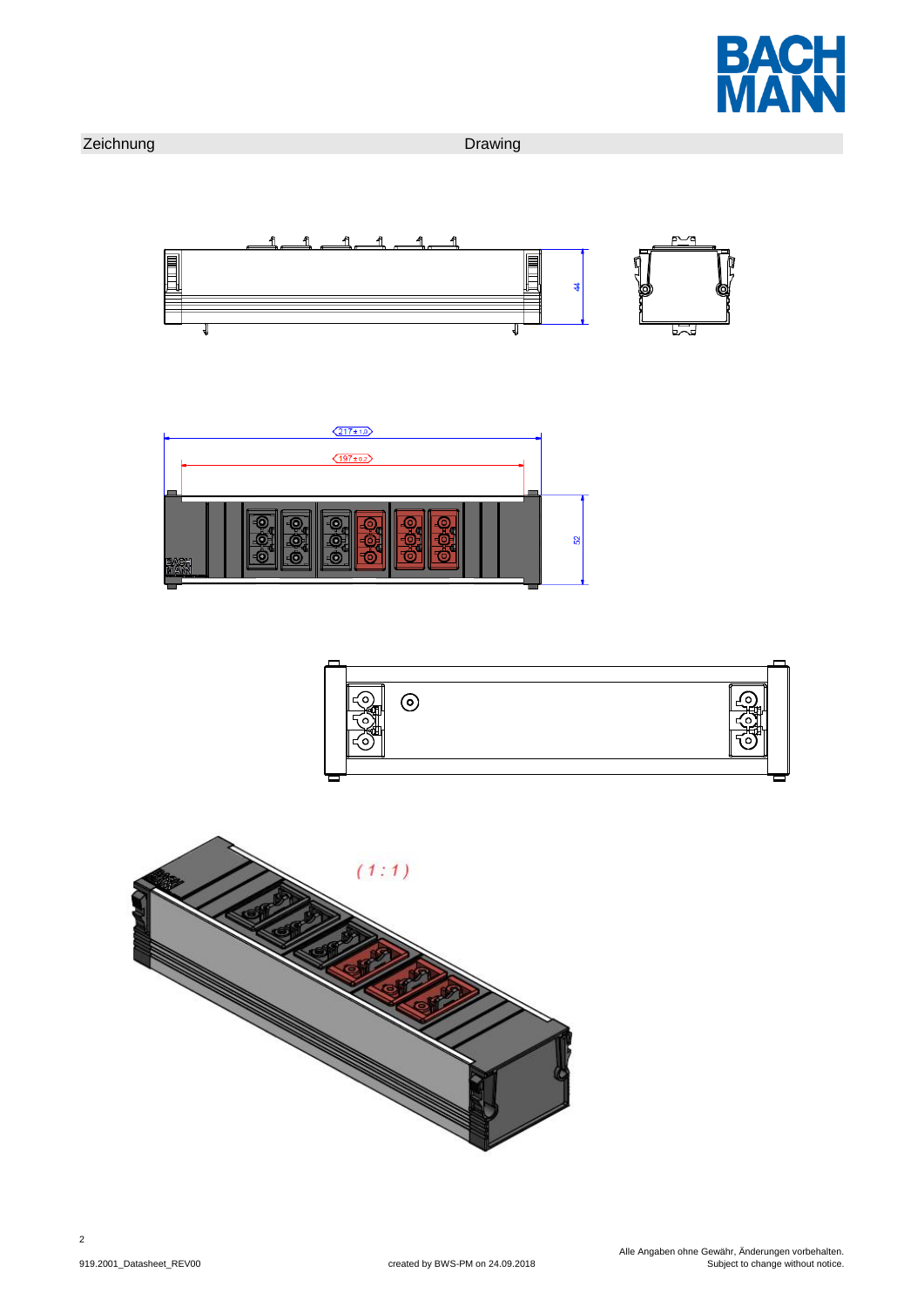Zeichnung | Drawing

44

217 ± 1,0

197 ± 0,2

52

(1 : 1)

Alle Angaben ohne Gewähr, Änderungen vorbehalten.
Subject to change without notice.